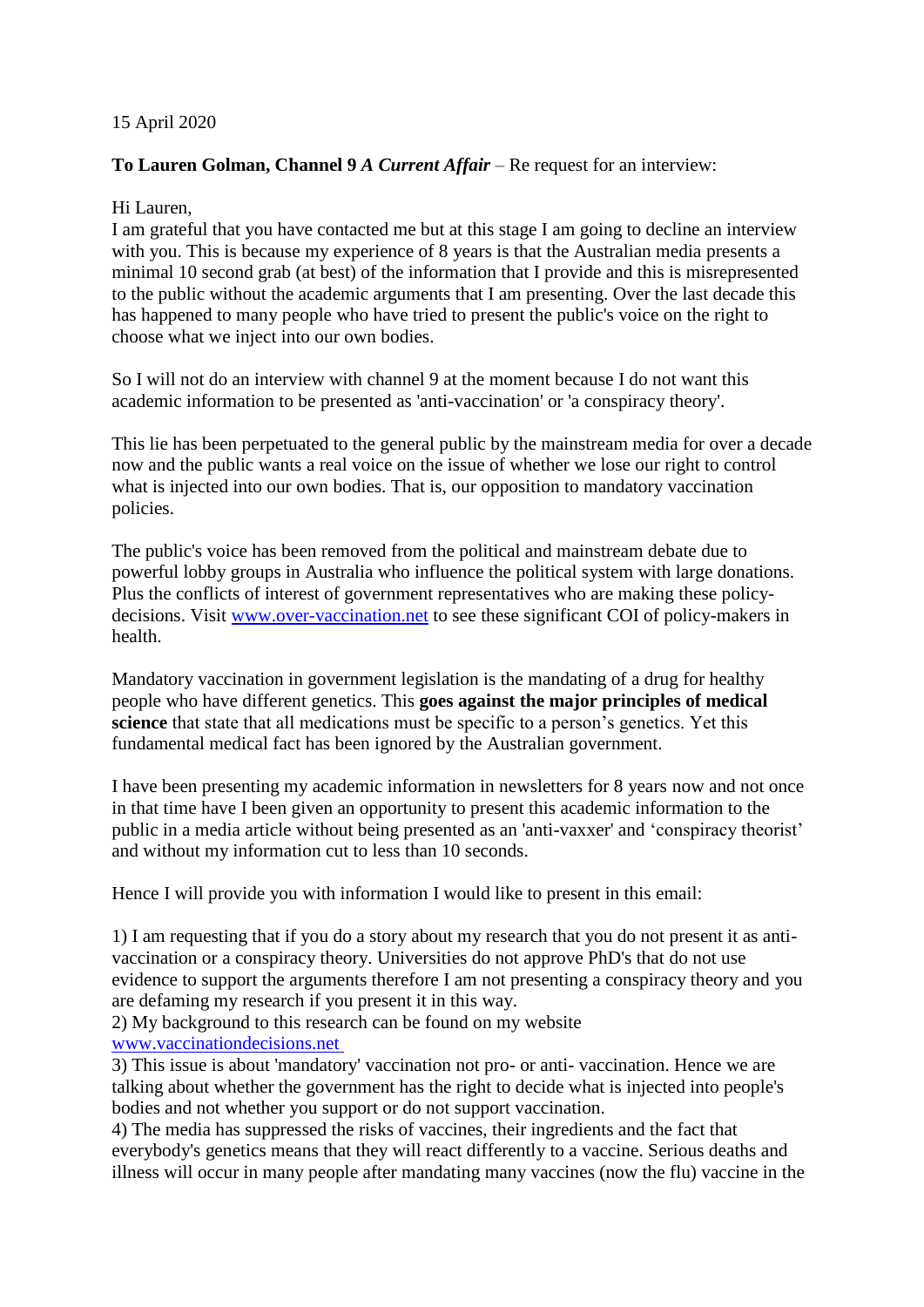15 April 2020

**To Lauren Golman, Channel 9 *A Current Affair*** – Re request for an interview:

Hi Lauren,
I am grateful that you have contacted me but at this stage I am going to decline an interview with you. This is because my experience of 8 years is that the Australian media presents a minimal 10 second grab (at best) of the information that I provide and this is misrepresented to the public without the academic arguments that I am presenting. Over the last decade this has happened to many people who have tried to present the public's voice on the right to choose what we inject into our own bodies.

So I will not do an interview with channel 9 at the moment because I do not want this academic information to be presented as 'anti-vaccination' or 'a conspiracy theory'.

This lie has been perpetuated to the general public by the mainstream media for over a decade now and the public wants a real voice on the issue of whether we lose our right to control what is injected into our own bodies. That is, our opposition to mandatory vaccination policies.

The public's voice has been removed from the political and mainstream debate due to powerful lobby groups in Australia who influence the political system with large donations. Plus the conflicts of interest of government representatives who are making these policy-decisions. Visit [www.over-vaccination.net](www.over-vaccination.net) to see these significant COI of policy-makers in health.

Mandatory vaccination in government legislation is the mandating of a drug for healthy people who have different genetics. This **goes against the major principles of medical science** that state that all medications must be specific to a person's genetics. Yet this fundamental medical fact has been ignored by the Australian government.

I have been presenting my academic information in newsletters for 8 years now and not once in that time have I been given an opportunity to present this academic information to the public in a media article without being presented as an 'anti-vaxxer' and 'conspiracy theorist' and without my information cut to less than 10 seconds.

Hence I will provide you with information I would like to present in this email:

1) I am requesting that if you do a story about my research that you do not present it as anti-vaccination or a conspiracy theory. Universities do not approve PhD's that do not use evidence to support the arguments therefore I am not presenting a conspiracy theory and you are defaming my research if you present it in this way.
2) My background to this research can be found on my website [www.vaccinationdecisions.net](www.vaccinationdecisions.net)
3) This issue is about 'mandatory' vaccination not pro- or anti- vaccination. Hence we are talking about whether the government has the right to decide what is injected into people's bodies and not whether you support or do not support vaccination.
4) The media has suppressed the risks of vaccines, their ingredients and the fact that everybody's genetics means that they will react differently to a vaccine. Serious deaths and illness will occur in many people after mandating many vaccines (now the flu) vaccine in the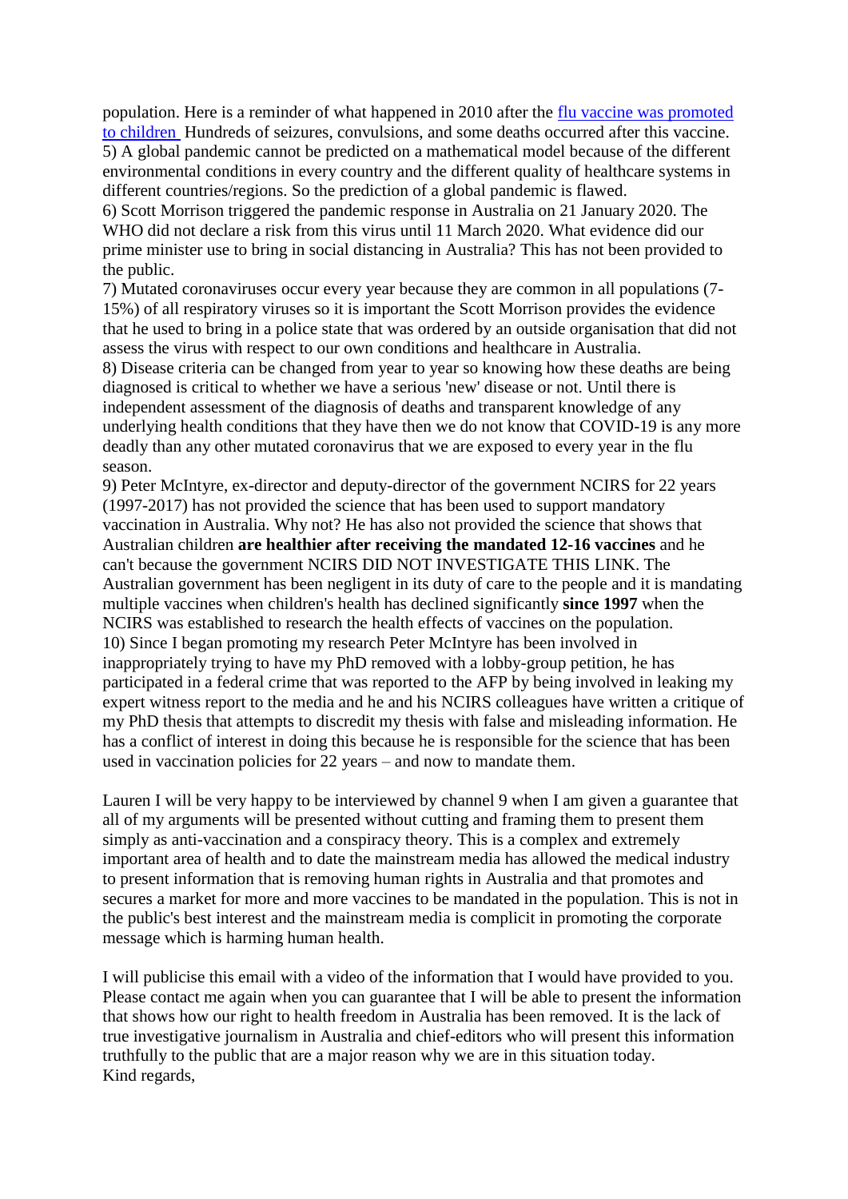population. Here is a reminder of what happened in 2010 after the [flu vaccine was promoted to children](#) Hundreds of seizures, convulsions, and some deaths occurred after this vaccine.

5) A global pandemic cannot be predicted on a mathematical model because of the different environmental conditions in every country and the different quality of healthcare systems in different countries/regions. So the prediction of a global pandemic is flawed.

6) Scott Morrison triggered the pandemic response in Australia on 21 January 2020. The WHO did not declare a risk from this virus until 11 March 2020. What evidence did our prime minister use to bring in social distancing in Australia? This has not been provided to the public.

7) Mutated coronaviruses occur every year because they are common in all populations (7-15%) of all respiratory viruses so it is important the Scott Morrison provides the evidence that he used to bring in a police state that was ordered by an outside organisation that did not assess the virus with respect to our own conditions and healthcare in Australia.

8) Disease criteria can be changed from year to year so knowing how these deaths are being diagnosed is critical to whether we have a serious 'new' disease or not. Until there is independent assessment of the diagnosis of deaths and transparent knowledge of any underlying health conditions that they have then we do not know that COVID-19 is any more deadly than any other mutated coronavirus that we are exposed to every year in the flu season.

9) Peter McIntyre, ex-director and deputy-director of the government NCIRS for 22 years (1997-2017) has not provided the science that has been used to support mandatory vaccination in Australia. Why not? He has also not provided the science that shows that Australian children **are healthier after receiving the mandated 12-16 vaccines** and he can't because the government NCIRS DID NOT INVESTIGATE THIS LINK. The Australian government has been negligent in its duty of care to the people and it is mandating multiple vaccines when children's health has declined significantly **since 1997** when the NCIRS was established to research the health effects of vaccines on the population.

10) Since I began promoting my research Peter McIntyre has been involved in inappropriately trying to have my PhD removed with a lobby-group petition, he has participated in a federal crime that was reported to the AFP by being involved in leaking my expert witness report to the media and he and his NCIRS colleagues have written a critique of my PhD thesis that attempts to discredit my thesis with false and misleading information. He has a conflict of interest in doing this because he is responsible for the science that has been used in vaccination policies for 22 years – and now to mandate them.

Lauren I will be very happy to be interviewed by channel 9 when I am given a guarantee that all of my arguments will be presented without cutting and framing them to present them simply as anti-vaccination and a conspiracy theory. This is a complex and extremely important area of health and to date the mainstream media has allowed the medical industry to present information that is removing human rights in Australia and that promotes and secures a market for more and more vaccines to be mandated in the population. This is not in the public's best interest and the mainstream media is complicit in promoting the corporate message which is harming human health.

I will publicise this email with a video of the information that I would have provided to you. Please contact me again when you can guarantee that I will be able to present the information that shows how our right to health freedom in Australia has been removed. It is the lack of true investigative journalism in Australia and chief-editors who will present this information truthfully to the public that are a major reason why we are in this situation today.

Kind regards,